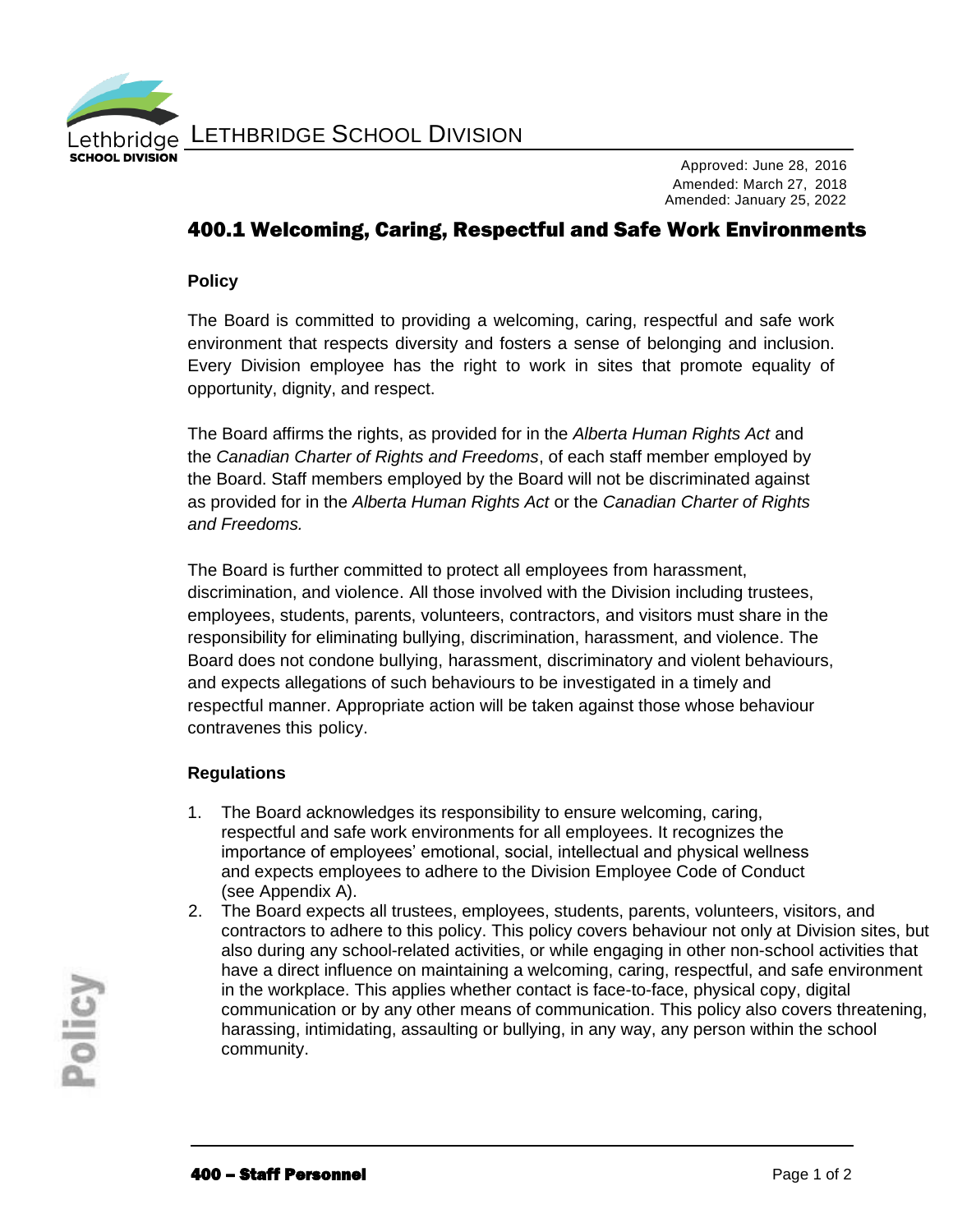LETHBRIDGE SCHOOL DIVISION

Approved: June 28, 2016
Amended: March 27, 2018
Amended: January 25, 2022

# 400.1 Welcoming, Caring, Respectful and Safe Work Environments

## Policy

The Board is committed to providing a welcoming, caring, respectful and safe work environment that respects diversity and fosters a sense of belonging and inclusion. Every Division employee has the right to work in sites that promote equality of opportunity, dignity, and respect.

The Board affirms the rights, as provided for in the *Alberta Human Rights Act* and the *Canadian Charter of Rights and Freedoms*, of each staff member employed by the Board. Staff members employed by the Board will not be discriminated against as provided for in the *Alberta Human Rights Act* or the *Canadian Charter of Rights and Freedoms.*

The Board is further committed to protect all employees from harassment, discrimination, and violence. All those involved with the Division including trustees, employees, students, parents, volunteers, contractors, and visitors must share in the responsibility for eliminating bullying, discrimination, harassment, and violence. The Board does not condone bullying, harassment, discriminatory and violent behaviours, and expects allegations of such behaviours to be investigated in a timely and respectful manner. Appropriate action will be taken against those whose behaviour contravenes this policy.

## Regulations

1. The Board acknowledges its responsibility to ensure welcoming, caring, respectful and safe work environments for all employees. It recognizes the importance of employees' emotional, social, intellectual and physical wellness and expects employees to adhere to the Division Employee Code of Conduct (see Appendix A).
2. The Board expects all trustees, employees, students, parents, volunteers, visitors, and contractors to adhere to this policy. This policy covers behaviour not only at Division sites, but also during any school-related activities, or while engaging in other non-school activities that have a direct influence on maintaining a welcoming, caring, respectful, and safe environment in the workplace. This applies whether contact is face-to-face, physical copy, digital communication or by any other means of communication. This policy also covers threatening, harassing, intimidating, assaulting or bullying, in any way, any person within the school community.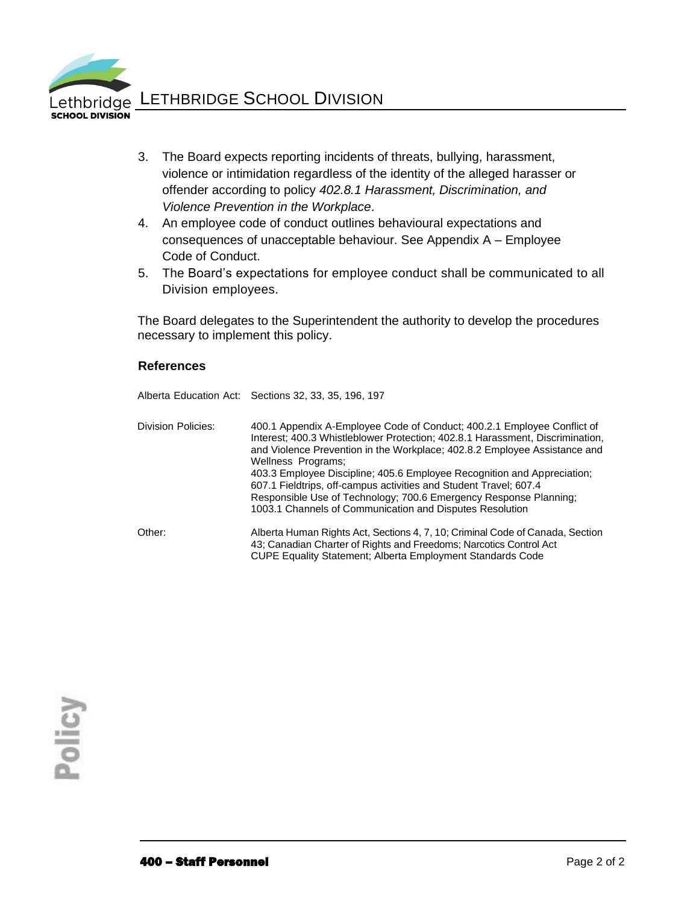3. The Board expects reporting incidents of threats, bullying, harassment, violence or intimidation regardless of the identity of the alleged harasser or offender according to policy *402.8.1 Harassment, Discrimination, and Violence Prevention in the Workplace*.
4. An employee code of conduct outlines behavioural expectations and consequences of unacceptable behaviour. See Appendix A – Employee Code of Conduct.
5. The Board's expectations for employee conduct shall be communicated to all Division employees.

The Board delegates to the Superintendent the authority to develop the procedures necessary to implement this policy.

### References

| | |
|---|---|
| Alberta Education Act: | Sections 32, 33, 35, 196, 197 |
| Division Policies: | 400.1 Appendix A-Employee Code of Conduct; 400.2.1 Employee Conflict of Interest; 400.3 Whistleblower Protection; 402.8.1 Harassment, Discrimination, and Violence Prevention in the Workplace; 402.8.2 Employee Assistance and Wellness Programs; 403.3 Employee Discipline; 405.6 Employee Recognition and Appreciation; 607.1 Fieldtrips, off-campus activities and Student Travel; 607.4 Responsible Use of Technology; 700.6 Emergency Response Planning; 1003.1 Channels of Communication and Disputes Resolution |
| Other: | Alberta Human Rights Act, Sections 4, 7, 10; Criminal Code of Canada, Section 43; Canadian Charter of Rights and Freedoms; Narcotics Control Act CUPE Equality Statement; Alberta Employment Standards Code |